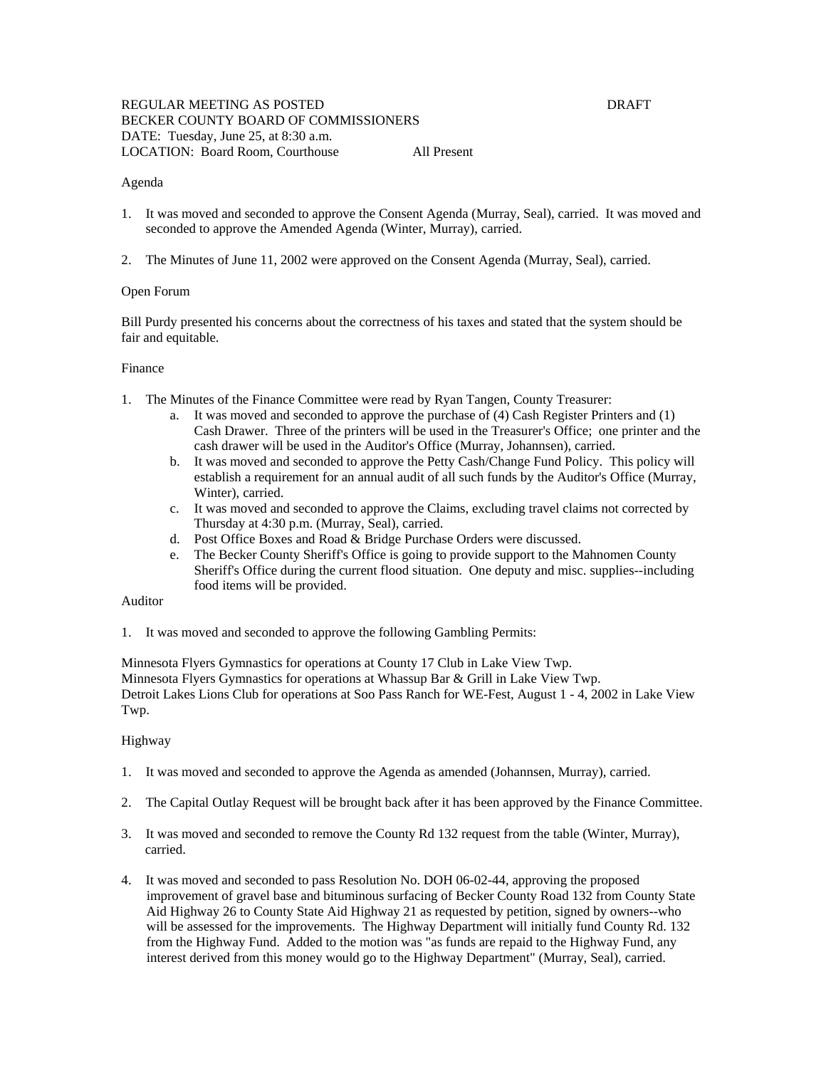REGULAR MEETING AS POSTED DRAFT
BECKER COUNTY BOARD OF COMMISSIONERS
DATE: Tuesday, June 25, at 8:30 a.m.
LOCATION: Board Room, Courthouse All Present

Agenda

1. It was moved and seconded to approve the Consent Agenda (Murray, Seal), carried. It was moved and seconded to approve the Amended Agenda (Winter, Murray), carried.

2. The Minutes of June 11, 2002 were approved on the Consent Agenda (Murray, Seal), carried.

Open Forum

Bill Purdy presented his concerns about the correctness of his taxes and stated that the system should be fair and equitable.

Finance

1. The Minutes of the Finance Committee were read by Ryan Tangen, County Treasurer:
   a. It was moved and seconded to approve the purchase of (4) Cash Register Printers and (1) Cash Drawer. Three of the printers will be used in the Treasurer's Office; one printer and the cash drawer will be used in the Auditor's Office (Murray, Johannsen), carried.
   b. It was moved and seconded to approve the Petty Cash/Change Fund Policy. This policy will establish a requirement for an annual audit of all such funds by the Auditor's Office (Murray, Winter), carried.
   c. It was moved and seconded to approve the Claims, excluding travel claims not corrected by Thursday at 4:30 p.m. (Murray, Seal), carried.
   d. Post Office Boxes and Road & Bridge Purchase Orders were discussed.
   e. The Becker County Sheriff's Office is going to provide support to the Mahnomen County Sheriff's Office during the current flood situation. One deputy and misc. supplies--including food items will be provided.

Auditor

1. It was moved and seconded to approve the following Gambling Permits:

Minnesota Flyers Gymnastics for operations at County 17 Club in Lake View Twp.
Minnesota Flyers Gymnastics for operations at Whassup Bar & Grill in Lake View Twp.
Detroit Lakes Lions Club for operations at Soo Pass Ranch for WE-Fest, August 1 - 4, 2002 in Lake View Twp.

Highway

1. It was moved and seconded to approve the Agenda as amended (Johannsen, Murray), carried.

2. The Capital Outlay Request will be brought back after it has been approved by the Finance Committee.

3. It was moved and seconded to remove the County Rd 132 request from the table (Winter, Murray), carried.

4. It was moved and seconded to pass Resolution No. DOH 06-02-44, approving the proposed improvement of gravel base and bituminous surfacing of Becker County Road 132 from County State Aid Highway 26 to County State Aid Highway 21 as requested by petition, signed by owners--who will be assessed for the improvements. The Highway Department will initially fund County Rd. 132 from the Highway Fund. Added to the motion was "as funds are repaid to the Highway Fund, any interest derived from this money would go to the Highway Department" (Murray, Seal), carried.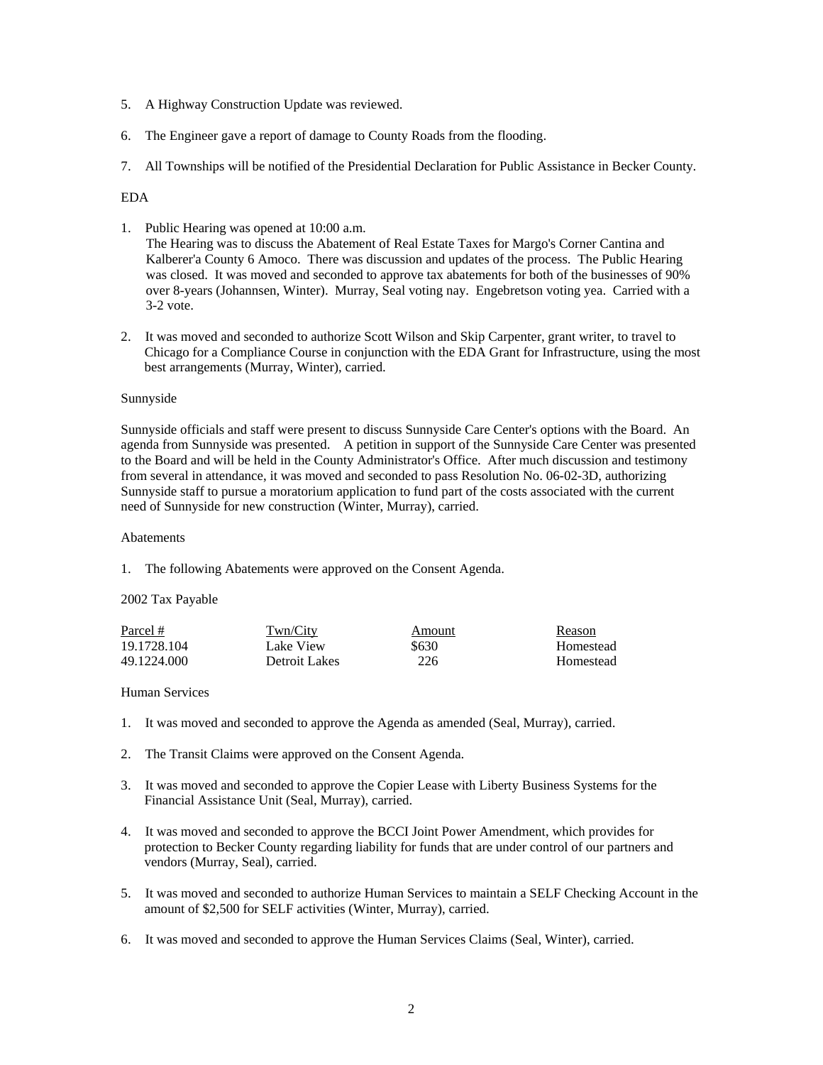5. A Highway Construction Update was reviewed.

6. The Engineer gave a report of damage to County Roads from the flooding.

7. All Townships will be notified of the Presidential Declaration for Public Assistance in Becker County.

EDA

1. Public Hearing was opened at 10:00 a.m.
   The Hearing was to discuss the Abatement of Real Estate Taxes for Margo's Corner Cantina and Kalberer'a County 6 Amoco. There was discussion and updates of the process. The Public Hearing was closed. It was moved and seconded to approve tax abatements for both of the businesses of 90% over 8-years (Johannsen, Winter). Murray, Seal voting nay. Engebretson voting yea. Carried with a 3-2 vote.

2. It was moved and seconded to authorize Scott Wilson and Skip Carpenter, grant writer, to travel to Chicago for a Compliance Course in conjunction with the EDA Grant for Infrastructure, using the most best arrangements (Murray, Winter), carried.

Sunnyside

Sunnyside officials and staff were present to discuss Sunnyside Care Center's options with the Board. An agenda from Sunnyside was presented. A petition in support of the Sunnyside Care Center was presented to the Board and will be held in the County Administrator's Office. After much discussion and testimony from several in attendance, it was moved and seconded to pass Resolution No. 06-02-3D, authorizing Sunnyside staff to pursue a moratorium application to fund part of the costs associated with the current need of Sunnyside for new construction (Winter, Murray), carried.

Abatements

1. The following Abatements were approved on the Consent Agenda.

2002 Tax Payable

| Parcel # | Twn/City | Amount | Reason |
|---|---|---|---|
| 19.1728.104 | Lake View | $630 | Homestead |
| 49.1224.000 | Detroit Lakes | 226 | Homestead |

Human Services

1. It was moved and seconded to approve the Agenda as amended (Seal, Murray), carried.

2. The Transit Claims were approved on the Consent Agenda.

3. It was moved and seconded to approve the Copier Lease with Liberty Business Systems for the Financial Assistance Unit (Seal, Murray), carried.

4. It was moved and seconded to approve the BCCI Joint Power Amendment, which provides for protection to Becker County regarding liability for funds that are under control of our partners and vendors (Murray, Seal), carried.

5. It was moved and seconded to authorize Human Services to maintain a SELF Checking Account in the amount of $2,500 for SELF activities (Winter, Murray), carried.

6. It was moved and seconded to approve the Human Services Claims (Seal, Winter), carried.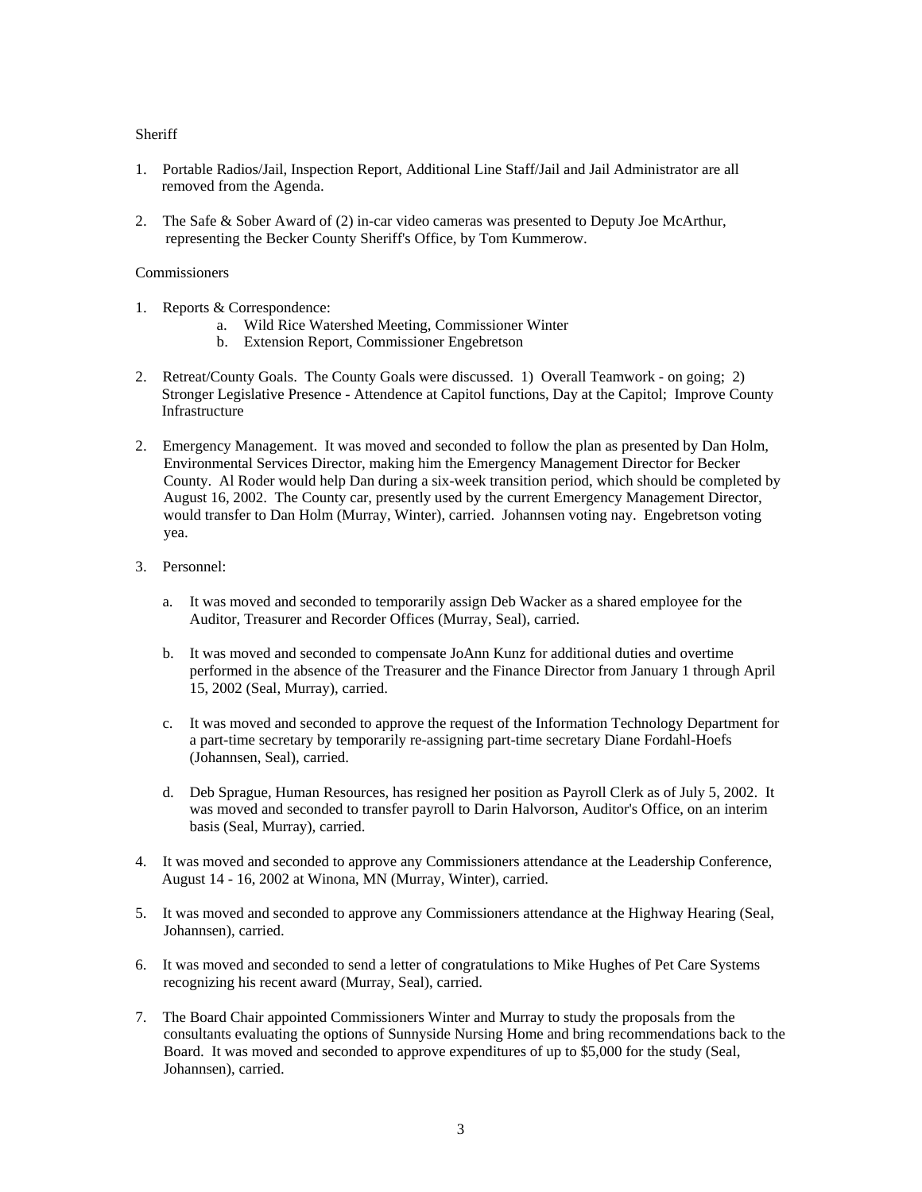Sheriff

1. Portable Radios/Jail, Inspection Report, Additional Line Staff/Jail and Jail Administrator are all removed from the Agenda.

2. The Safe & Sober Award of (2) in-car video cameras was presented to Deputy Joe McArthur, representing the Becker County Sheriff's Office, by Tom Kummerow.

Commissioners

1. Reports & Correspondence:
    a. Wild Rice Watershed Meeting, Commissioner Winter
    b. Extension Report, Commissioner Engebretson

2. Retreat/County Goals. The County Goals were discussed. 1) Overall Teamwork - on going; 2) Stronger Legislative Presence - Attendence at Capitol functions, Day at the Capitol; Improve County Infrastructure

2. Emergency Management. It was moved and seconded to follow the plan as presented by Dan Holm, Environmental Services Director, making him the Emergency Management Director for Becker County. Al Roder would help Dan during a six-week transition period, which should be completed by August 16, 2002. The County car, presently used by the current Emergency Management Director, would transfer to Dan Holm (Murray, Winter), carried. Johannsen voting nay. Engebretson voting yea.

3. Personnel:

    a. It was moved and seconded to temporarily assign Deb Wacker as a shared employee for the Auditor, Treasurer and Recorder Offices (Murray, Seal), carried.

    b. It was moved and seconded to compensate JoAnn Kunz for additional duties and overtime performed in the absence of the Treasurer and the Finance Director from January 1 through April 15, 2002 (Seal, Murray), carried.

    c. It was moved and seconded to approve the request of the Information Technology Department for a part-time secretary by temporarily re-assigning part-time secretary Diane Fordahl-Hoefs (Johannsen, Seal), carried.

    d. Deb Sprague, Human Resources, has resigned her position as Payroll Clerk as of July 5, 2002. It was moved and seconded to transfer payroll to Darin Halvorson, Auditor's Office, on an interim basis (Seal, Murray), carried.

4. It was moved and seconded to approve any Commissioners attendance at the Leadership Conference, August 14 - 16, 2002 at Winona, MN (Murray, Winter), carried.

5. It was moved and seconded to approve any Commissioners attendance at the Highway Hearing (Seal, Johannsen), carried.

6. It was moved and seconded to send a letter of congratulations to Mike Hughes of Pet Care Systems recognizing his recent award (Murray, Seal), carried.

7. The Board Chair appointed Commissioners Winter and Murray to study the proposals from the consultants evaluating the options of Sunnyside Nursing Home and bring recommendations back to the Board. It was moved and seconded to approve expenditures of up to $5,000 for the study (Seal, Johannsen), carried.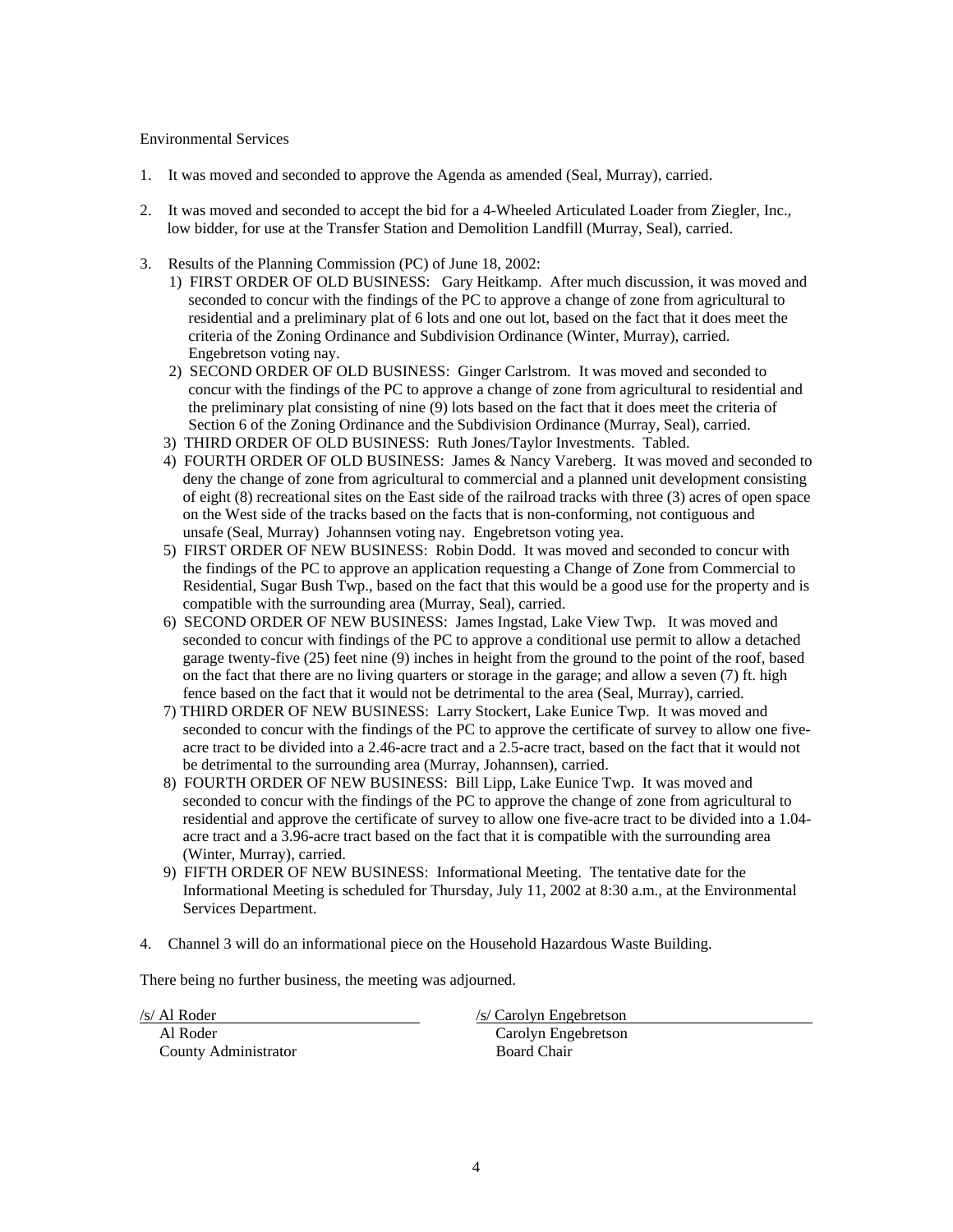Environmental Services

1. It was moved and seconded to approve the Agenda as amended (Seal, Murray), carried.

2. It was moved and seconded to accept the bid for a 4-Wheeled Articulated Loader from Ziegler, Inc., low bidder, for use at the Transfer Station and Demolition Landfill (Murray, Seal), carried.

3. Results of the Planning Commission (PC) of June 18, 2002:
   1) FIRST ORDER OF OLD BUSINESS: Gary Heitkamp. After much discussion, it was moved and seconded to concur with the findings of the PC to approve a change of zone from agricultural to residential and a preliminary plat of 6 lots and one out lot, based on the fact that it does meet the criteria of the Zoning Ordinance and Subdivision Ordinance (Winter, Murray), carried. Engebretson voting nay.
   2) SECOND ORDER OF OLD BUSINESS: Ginger Carlstrom. It was moved and seconded to concur with the findings of the PC to approve a change of zone from agricultural to residential and the preliminary plat consisting of nine (9) lots based on the fact that it does meet the criteria of Section 6 of the Zoning Ordinance and the Subdivision Ordinance (Murray, Seal), carried.
   3) THIRD ORDER OF OLD BUSINESS: Ruth Jones/Taylor Investments. Tabled.
   4) FOURTH ORDER OF OLD BUSINESS: James & Nancy Vareberg. It was moved and seconded to deny the change of zone from agricultural to commercial and a planned unit development consisting of eight (8) recreational sites on the East side of the railroad tracks with three (3) acres of open space on the West side of the tracks based on the facts that is non-conforming, not contiguous and unsafe (Seal, Murray) Johannsen voting nay. Engebretson voting yea.
   5) FIRST ORDER OF NEW BUSINESS: Robin Dodd. It was moved and seconded to concur with the findings of the PC to approve an application requesting a Change of Zone from Commercial to Residential, Sugar Bush Twp., based on the fact that this would be a good use for the property and is compatible with the surrounding area (Murray, Seal), carried.
   6) SECOND ORDER OF NEW BUSINESS: James Ingstad, Lake View Twp. It was moved and seconded to concur with findings of the PC to approve a conditional use permit to allow a detached garage twenty-five (25) feet nine (9) inches in height from the ground to the point of the roof, based on the fact that there are no living quarters or storage in the garage; and allow a seven (7) ft. high fence based on the fact that it would not be detrimental to the area (Seal, Murray), carried.
   7) THIRD ORDER OF NEW BUSINESS: Larry Stockert, Lake Eunice Twp. It was moved and seconded to concur with the findings of the PC to approve the certificate of survey to allow one five-acre tract to be divided into a 2.46-acre tract and a 2.5-acre tract, based on the fact that it would not be detrimental to the surrounding area (Murray, Johannsen), carried.
   8) FOURTH ORDER OF NEW BUSINESS: Bill Lipp, Lake Eunice Twp. It was moved and seconded to concur with the findings of the PC to approve the change of zone from agricultural to residential and approve the certificate of survey to allow one five-acre tract to be divided into a 1.04-acre tract and a 3.96-acre tract based on the fact that it is compatible with the surrounding area (Winter, Murray), carried.
   9) FIFTH ORDER OF NEW BUSINESS: Informational Meeting. The tentative date for the Informational Meeting is scheduled for Thursday, July 11, 2002 at 8:30 a.m., at the Environmental Services Department.

4. Channel 3 will do an informational piece on the Household Hazardous Waste Building.

There being no further business, the meeting was adjourned.

/s/ Al Roder
Al Roder
County Administrator

/s/ Carolyn Engebretson
Carolyn Engebretson
Board Chair